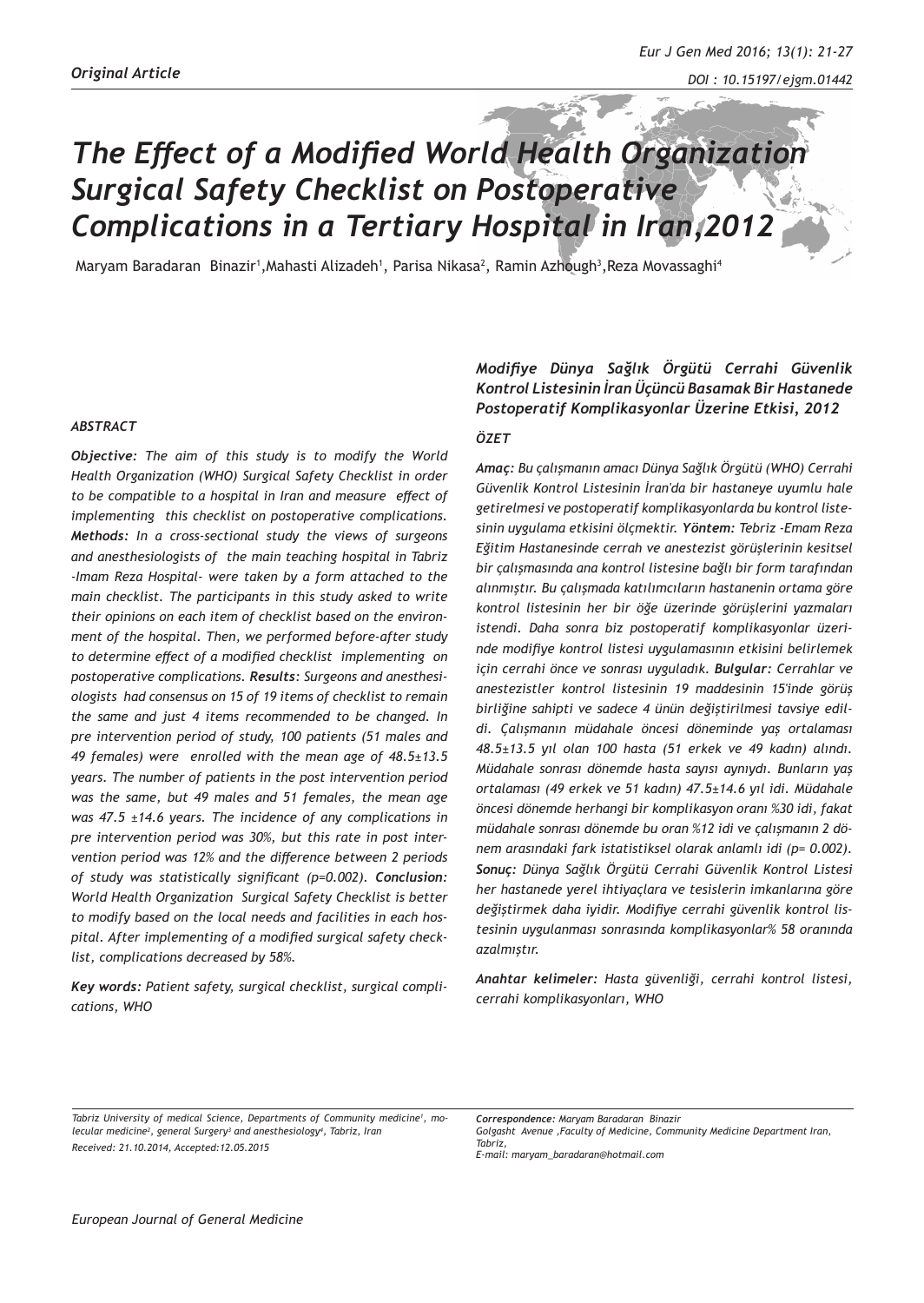*Original Article*

# *The Effect of a Modified World Health Organization Surgical Safety Checklist on Postoperative Complications in a Tertiary Hospital in Iran,2012*

Maryam Baradaran Binazir[1],Mahasti Alizadeh[1], Parisa Nikasa[2], Ramin Azhough[3],Reza Movassaghi[4]

### *ABSTRACT*

***Objective:*** *The aim of this study is to modify the World Health Organization (WHO) Surgical Safety Checklist in order to be compatible to a hospital in Iran and measure effect of implementing this checklist on postoperative complications.* ***Methods:*** *In a cross-sectional study the views of surgeons and anesthesiologists of the main teaching hospital in Tabriz -Imam Reza Hospital- were taken by a form attached to the main checklist. The participants in this study asked to write their opinions on each item of checklist based on the environment of the hospital. Then, we performed before-after study to determine effect of a modified checklist implementing on postoperative complications.* ***Results:*** *Surgeons and anesthesiologists had consensus on 15 of 19 items of checklist to remain the same and just 4 items recommended to be changed. In pre intervention period of study, 100 patients (51 males and 49 females) were enrolled with the mean age of 48.5±13.5 years. The number of patients in the post intervention period was the same, but 49 males and 51 females, the mean age was 47.5 ±14.6 years. The incidence of any complications in pre intervention period was 30%, but this rate in post intervention period was 12% and the difference between 2 periods of study was statistically significant (p=0.002).* ***Conclusion:*** *World Health Organization Surgical Safety Checklist is better to modify based on the local needs and facilities in each hospital. After implementing of a modified surgical safety checklist, complications decreased by 58%.*

***Key words:*** *Patient safety, surgical checklist, surgical complications, WHO*

### *Modifiye Dünya Sağlık Örgütü Cerrahi Güvenlik Kontrol Listesinin İran Üçüncü Basamak Bir Hastanede Postoperatif Komplikasyonlar Üzerine Etkisi, 2012*

### *ÖZET*

***Amaç:*** *Bu çalışmanın amacı Dünya Sağlık Örgütü (WHO) Cerrahi Güvenlik Kontrol Listesinin İran'da bir hastaneye uyumlu hale getirelmesi ve postoperatif komplikasyonlarda bu kontrol listesinin uygulama etkisini ölçmektir.* ***Yöntem:*** *Tebriz -Emam Reza Eğitim Hastanesinde cerrah ve anestezist görüşlerinin kesitsel bir çalışmasında ana kontrol listesine bağlı bir form tarafından alınmıştır. Bu çalışmada katılımcıların hastanenin ortama göre kontrol listesinin her bir öğe üzerinde görüşlerini yazmaları istendi. Daha sonra biz postoperatif komplikasyonlar üzerinde modifiye kontrol listesi uygulamasının etkisini belirlemek için cerrahi önce ve sonrası uyguladık.* ***Bulgular:*** *Cerrahlar ve anestezistler kontrol listesinin 19 maddesinin 15'inde görüş birliğine sahipti ve sadece 4 ünün değiştirilmesi tavsiye edildi. Çalışmanın müdahale öncesi döneminde yaş ortalaması 48.5±13.5 yıl olan 100 hasta (51 erkek ve 49 kadın) alındı. Müdahale sonrası dönemde hasta sayısı aynıydı. Bunların yaş ortalaması (49 erkek ve 51 kadın) 47.5±14.6 yıl idi. Müdahale öncesi dönemde herhangi bir komplikasyon oranı %30 idi, fakat müdahale sonrası dönemde bu oran %12 idi ve çalışmanın 2 dönem arasındaki fark istatistiksel olarak anlamlı idi (p= 0.002).* ***Sonuç:*** *Dünya Sağlık Örgütü Cerrahi Güvenlik Kontrol Listesi her hastanede yerel ihtiyaçlara ve tesislerin imkanlarına göre değiştirmek daha iyidir. Modifiye cerrahi güvenlik kontrol listesinin uygulanması sonrasında komplikasyonlar% 58 oranında azalmıştır.*

***Anahtar kelimeler:*** *Hasta güvenliği, cerrahi kontrol listesi, cerrahi komplikasyonları, WHO*

*Tabriz University of medical Science, Departments of Community medicine[1], molecular medicine[2], general Surgery[3] and anesthesiology[4], Tabriz, Iran*
*Received: 21.10.2014, Accepted:12.05.2015*

***Correspondence:*** *Maryam Baradaran Binazir*
*Golgasht Avenue ,Faculty of Medicine, Community Medicine Department Iran, Tabriz,*
*E-mail: maryam_baradaran@hotmail.com*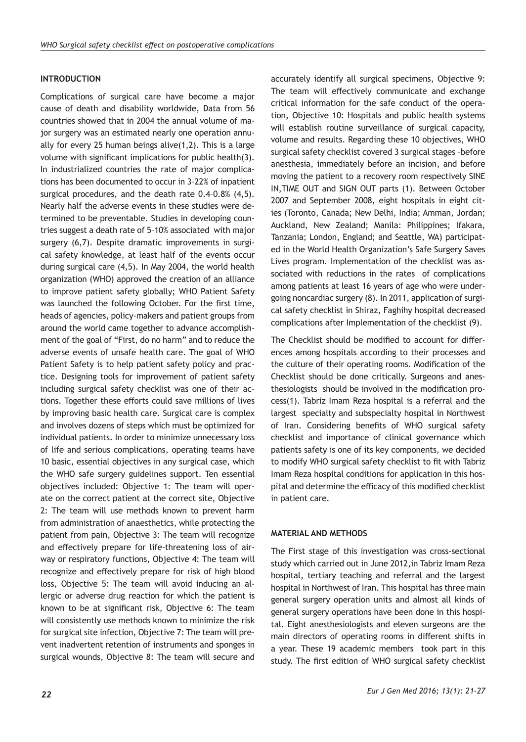## INTRODUCTION

Complications of surgical care have become a major cause of death and disability worldwide, Data from 56 countries showed that in 2004 the annual volume of major surgery was an estimated nearly one operation annually for every 25 human beings alive(1,2). This is a large volume with significant implications for public health(3). In industrialized countries the rate of major complications has been documented to occur in 3–22% of inpatient surgical procedures, and the death rate 0.4–0.8% (4,5). Nearly half the adverse events in these studies were determined to be preventable. Studies in developing countries suggest a death rate of 5–10% associated with major surgery (6,7). Despite dramatic improvements in surgical safety knowledge, at least half of the events occur during surgical care (4,5). In May 2004, the world health organization (WHO) approved the creation of an alliance to improve patient safety globally; WHO Patient Safety was launched the following October. For the first time, heads of agencies, policy-makers and patient groups from around the world came together to advance accomplishment of the goal of "First, do no harm" and to reduce the adverse events of unsafe health care. The goal of WHO Patient Safety is to help patient safety policy and practice. Designing tools for improvement of patient safety including surgical safety checklist was one of their actions. Together these efforts could save millions of lives by improving basic health care. Surgical care is complex and involves dozens of steps which must be optimized for individual patients. In order to minimize unnecessary loss of life and serious complications, operating teams have 10 basic, essential objectives in any surgical case, which the WHO safe surgery guidelines support. Ten essential objectives included: Objective 1: The team will operate on the correct patient at the correct site, Objective 2: The team will use methods known to prevent harm from administration of anaesthetics, while protecting the patient from pain, Objective 3: The team will recognize and effectively prepare for life-threatening loss of airway or respiratory functions, Objective 4: The team will recognize and effectively prepare for risk of high blood loss, Objective 5: The team will avoid inducing an allergic or adverse drug reaction for which the patient is known to be at significant risk, Objective 6: The team will consistently use methods known to minimize the risk for surgical site infection, Objective 7: The team will prevent inadvertent retention of instruments and sponges in surgical wounds, Objective 8: The team will secure and accurately identify all surgical specimens, Objective 9: The team will effectively communicate and exchange critical information for the safe conduct of the operation, Objective 10: Hospitals and public health systems will establish routine surveillance of surgical capacity, volume and results. Regarding these 10 objectives, WHO surgical safety checklist covered 3 surgical stages –before anesthesia, immediately before an incision, and before moving the patient to a recovery room respectively SINE IN,TIME OUT and SIGN OUT parts (1). Between October 2007 and September 2008, eight hospitals in eight cities (Toronto, Canada; New Delhi, India; Amman, Jordan; Auckland, New Zealand; Manila: Philippines; Ifakara, Tanzania; London, England; and Seattle, WA) participated in the World Health Organization's Safe Surgery Saves Lives program. Implementation of the checklist was associated with reductions in the rates of complications among patients at least 16 years of age who were undergoing noncardiac surgery (8). In 2011, application of surgical safety checklist in Shiraz, Faghihy hospital decreased complications after Implementation of the checklist (9).

The Checklist should be modified to account for differences among hospitals according to their processes and the culture of their operating rooms. Modification of the Checklist should be done critically. Surgeons and anesthesiologists should be involved in the modification process(1). Tabriz Imam Reza hospital is a referral and the largest specialty and subspecialty hospital in Northwest of Iran. Considering benefits of WHO surgical safety checklist and importance of clinical governance which patients safety is one of its key components, we decided to modify WHO surgical safety checklist to fit with Tabriz Imam Reza hospital conditions for application in this hospital and determine the efficacy of this modified checklist in patient care.

## MATERIAL AND METHODS

The First stage of this investigation was cross-sectional study which carried out in June 2012,in Tabriz Imam Reza hospital, tertiary teaching and referral and the largest hospital in Northwest of Iran. This hospital has three main general surgery operation units and almost all kinds of general surgery operations have been done in this hospital. Eight anesthesiologists and eleven surgeons are the main directors of operating rooms in different shifts in a year. These 19 academic members took part in this study. The first edition of WHO surgical safety checklist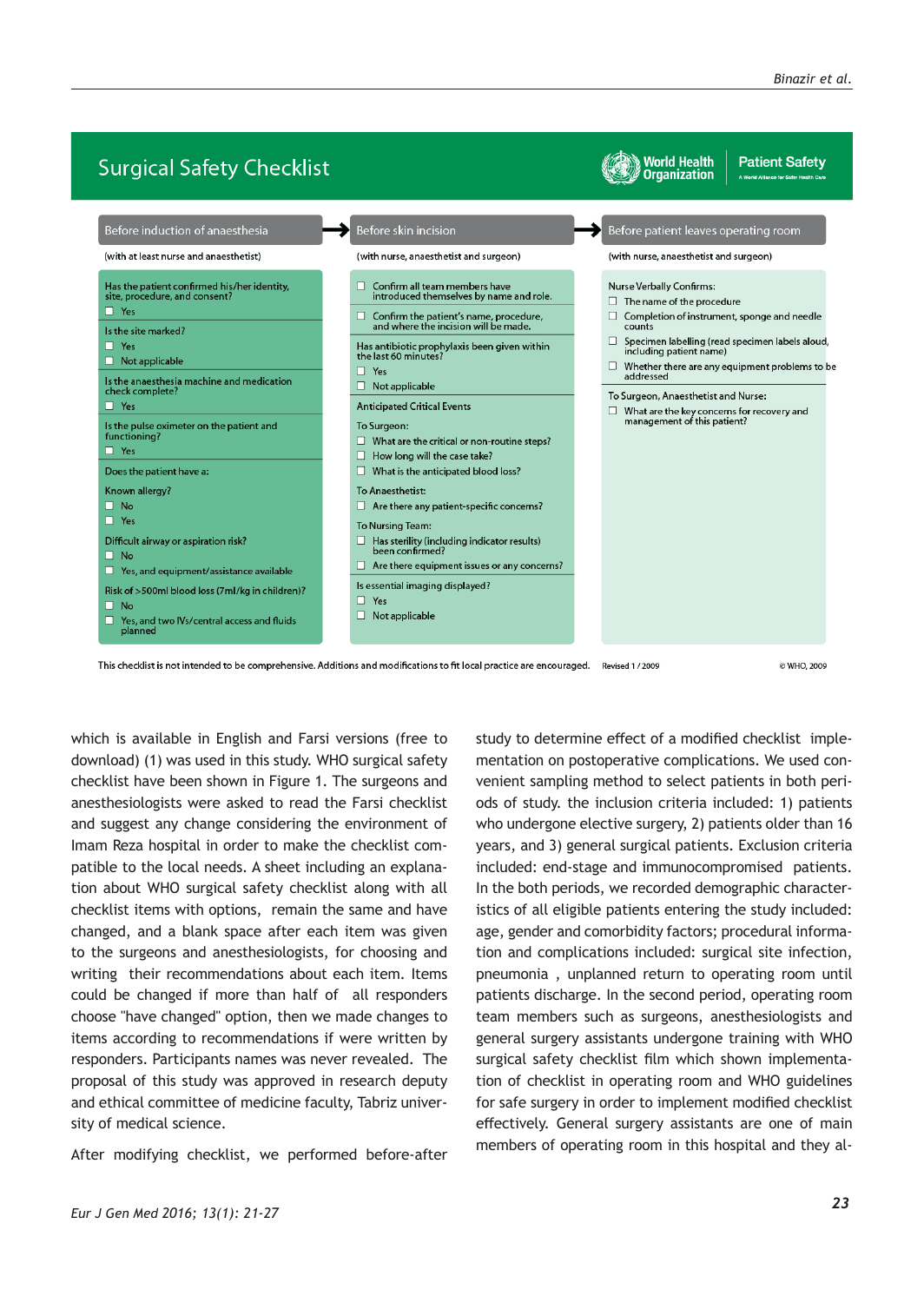## Surgical Safety Checklist

World Health Organization | Patient Safety — A World Alliance for Safer Health Care

| Before induction of anaesthesia | Before skin incision | Before patient leaves operating room |
|---|---|---|
| (with at least nurse and anaesthetist) | (with nurse, anaesthetist and surgeon) | (with nurse, anaesthetist and surgeon) |
| Has the patient confirmed his/her identity, site, procedure, and consent? ☐ Yes | ☐ Confirm all team members have introduced themselves by name and role. | Nurse Verbally Confirms: ☐ The name of the procedure ☐ Completion of instrument, sponge and needle counts ☐ Specimen labelling (read specimen labels aloud, including patient name) ☐ Whether there are any equipment problems to be addressed |
| Is the site marked? ☐ Yes ☐ Not applicable | ☐ Confirm the patient's name, procedure, and where the incision will be made. | To Surgeon, Anaesthetist and Nurse: ☐ What are the key concerns for recovery and management of this patient? |
| Is the anaesthesia machine and medication check complete? ☐ Yes | Has antibiotic prophylaxis been given within the last 60 minutes? ☐ Yes ☐ Not applicable | |
| Is the pulse oximeter on the patient and functioning? ☐ Yes | Anticipated Critical Events | |
| Does the patient have a: | To Surgeon: ☐ What are the critical or non-routine steps? ☐ How long will the case take? ☐ What is the anticipated blood loss? | |
| Known allergy? ☐ No ☐ Yes | To Anaesthetist: ☐ Are there any patient-specific concerns? | |
| Difficult airway or aspiration risk? ☐ No ☐ Yes, and equipment/assistance available | To Nursing Team: ☐ Has sterility (including indicator results) been confirmed? ☐ Are there equipment issues or any concerns? | |
| Risk of >500ml blood loss (7ml/kg in children)? ☐ No ☐ Yes, and two IVs/central access and fluids planned | Is essential imaging displayed? ☐ Yes ☐ Not applicable | |

This checklist is not intended to be comprehensive. Additions and modifications to fit local practice are encouraged. Revised 1 / 2009 © WHO, 2009

which is available in English and Farsi versions (free to download) (1) was used in this study. WHO surgical safety checklist have been shown in Figure 1. The surgeons and anesthesiologists were asked to read the Farsi checklist and suggest any change considering the environment of Imam Reza hospital in order to make the checklist compatible to the local needs. A sheet including an explanation about WHO surgical safety checklist along with all checklist items with options, remain the same and have changed, and a blank space after each item was given to the surgeons and anesthesiologists, for choosing and writing their recommendations about each item. Items could be changed if more than half of all responders choose "have changed" option, then we made changes to items according to recommendations if were written by responders. Participants names was never revealed. The proposal of this study was approved in research deputy and ethical committee of medicine faculty, Tabriz university of medical science.

After modifying checklist, we performed before-after study to determine effect of a modified checklist implementation on postoperative complications. We used convenient sampling method to select patients in both periods of study. the inclusion criteria included: 1) patients who undergone elective surgery, 2) patients older than 16 years, and 3) general surgical patients. Exclusion criteria included: end-stage and immunocompromised patients. In the both periods, we recorded demographic characteristics of all eligible patients entering the study included: age, gender and comorbidity factors; procedural information and complications included: surgical site infection, pneumonia , unplanned return to operating room until patients discharge. In the second period, operating room team members such as surgeons, anesthesiologists and general surgery assistants undergone training with WHO surgical safety checklist film which shown implementation of checklist in operating room and WHO guidelines for safe surgery in order to implement modified checklist effectively. General surgery assistants are one of main members of operating room in this hospital and they al-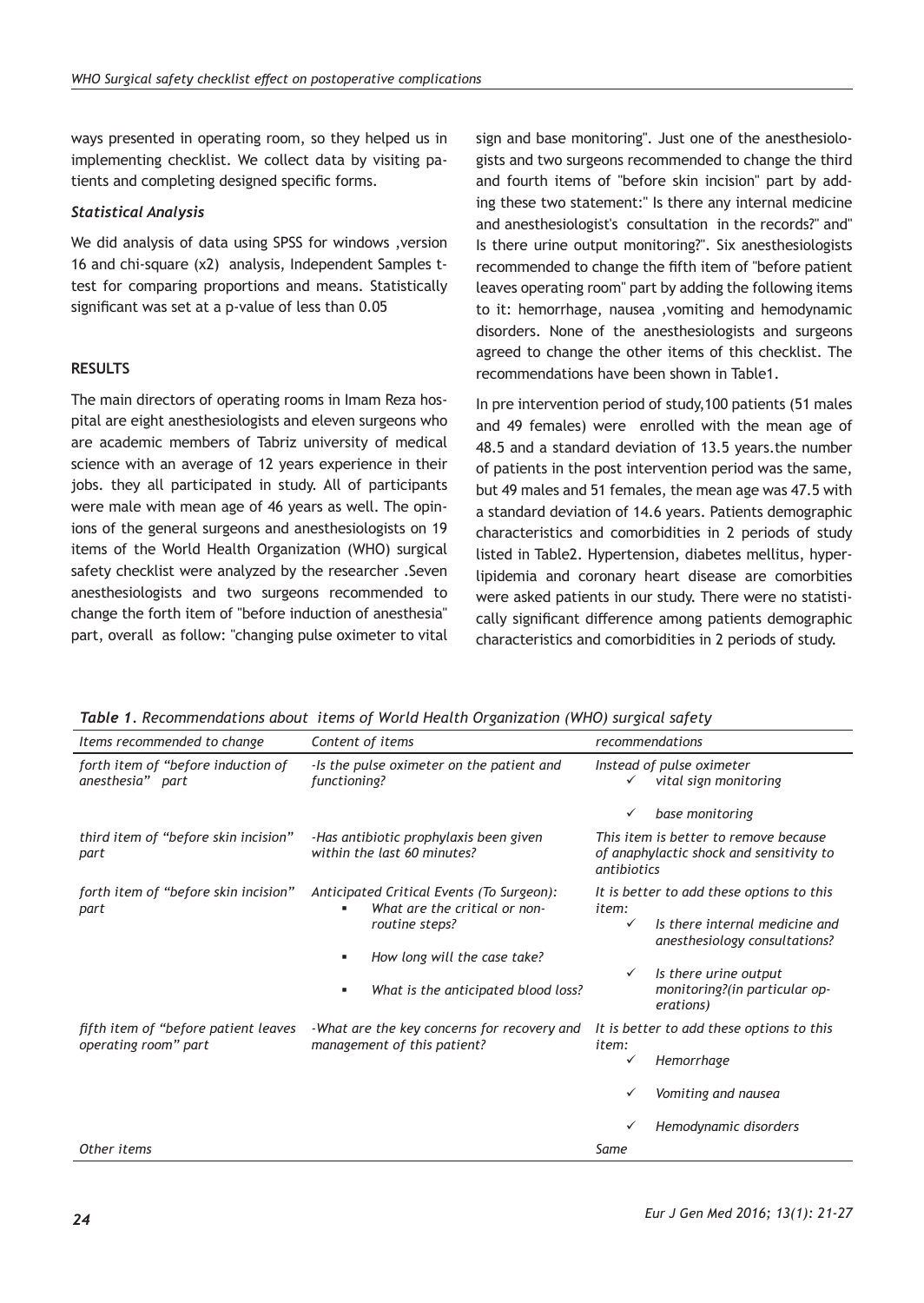ways presented in operating room, so they helped us in implementing checklist. We collect data by visiting patients and completing designed specific forms.

### *Statistical Analysis*

We did analysis of data using SPSS for windows ,version 16 and chi-square (x2) analysis, Independent Samples t-test for comparing proportions and means. Statistically significant was set at a p-value of less than 0.05

## RESULTS

The main directors of operating rooms in Imam Reza hospital are eight anesthesiologists and eleven surgeons who are academic members of Tabriz university of medical science with an average of 12 years experience in their jobs. they all participated in study. All of participants were male with mean age of 46 years as well. The opinions of the general surgeons and anesthesiologists on 19 items of the World Health Organization (WHO) surgical safety checklist were analyzed by the researcher .Seven anesthesiologists and two surgeons recommended to change the forth item of "before induction of anesthesia" part, overall as follow: "changing pulse oximeter to vital sign and base monitoring". Just one of the anesthesiologists and two surgeons recommended to change the third and fourth items of "before skin incision" part by adding these two statement:" Is there any internal medicine and anesthesiologist's consultation in the records?" and" Is there urine output monitoring?". Six anesthesiologists recommended to change the fifth item of "before patient leaves operating room" part by adding the following items to it: hemorrhage, nausea ,vomiting and hemodynamic disorders. None of the anesthesiologists and surgeons agreed to change the other items of this checklist. The recommendations have been shown in Table1.

In pre intervention period of study,100 patients (51 males and 49 females) were enrolled with the mean age of 48.5 and a standard deviation of 13.5 years.the number of patients in the post intervention period was the same, but 49 males and 51 females, the mean age was 47.5 with a standard deviation of 14.6 years. Patients demographic characteristics and comorbidities in 2 periods of study listed in Table2. Hypertension, diabetes mellitus, hyperlipidemia and coronary heart disease are comorbities were asked patients in our study. There were no statistically significant difference among patients demographic characteristics and comorbidities in 2 periods of study.

*Table 1. Recommendations about items of World Health Organization (WHO) surgical safety*

| Items recommended to change | Content of items | recommendations |
|---|---|---|
| forth item of "before induction of anesthesia" part | -Is the pulse oximeter on the patient and functioning? | Instead of pulse oximeter<br>✓ vital sign monitoring<br>✓ base monitoring |
| third item of "before skin incision" part | -Has antibiotic prophylaxis been given within the last 60 minutes? | This item is better to remove because of anaphylactic shock and sensitivity to antibiotics |
| forth item of "before skin incision" part | Anticipated Critical Events (To Surgeon):<br>▪ What are the critical or non-routine steps?<br>▪ How long will the case take?<br>▪ What is the anticipated blood loss? | It is better to add these options to this item:<br>✓ Is there internal medicine and anesthesiology consultations?<br>✓ Is there urine output monitoring?(in particular operations) |
| fifth item of "before patient leaves operating room" part | -What are the key concerns for recovery and management of this patient? | It is better to add these options to this item:<br>✓ Hemorrhage<br>✓ Vomiting and nausea<br>✓ Hemodynamic disorders |
| Other items | | Same |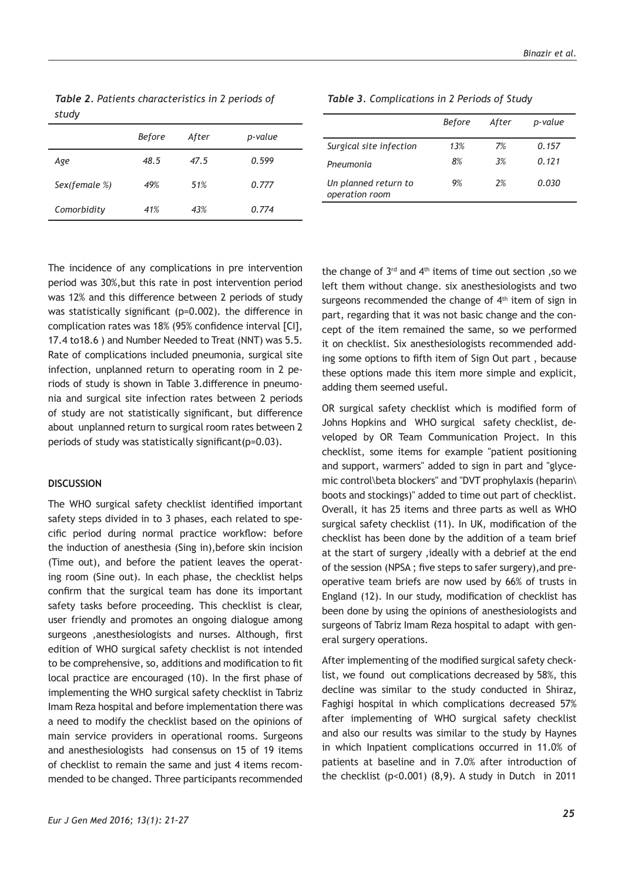***Table 2.** Patients characteristics in 2 periods of study*

| | *Before* | *After* | *p-value* |
|---|---|---|---|
| *Age* | *48.5* | *47.5* | *0.599* |
| *Sex(female %)* | *49%* | *51%* | *0.777* |
| *Comorbidity* | *41%* | *43%* | *0.774* |

***Table 3.** Complications in 2 Periods of Study*

| | *Before* | *After* | *p-value* |
|---|---|---|---|
| *Surgical site infection* | *13%* | *7%* | *0.157* |
| *Pneumonia* | *8%* | *3%* | *0.121* |
| *Un planned return to operation room* | *9%* | *2%* | *0.030* |

The incidence of any complications in pre intervention period was 30%,but this rate in post intervention period was 12% and this difference between 2 periods of study was statistically significant (p=0.002). the difference in complication rates was 18% (95% confidence interval [CI], 17.4 to18.6 ) and Number Needed to Treat (NNT) was 5.5. Rate of complications included pneumonia, surgical site infection, unplanned return to operating room in 2 periods of study is shown in Table 3.difference in pneumonia and surgical site infection rates between 2 periods of study are not statistically significant, but difference about unplanned return to surgical room rates between 2 periods of study was statistically significant(p=0.03).

**DISCUSSION**

The WHO surgical safety checklist identified important safety steps divided in to 3 phases, each related to specific period during normal practice workflow: before the induction of anesthesia (Sing in),before skin incision (Time out), and before the patient leaves the operating room (Sine out). In each phase, the checklist helps confirm that the surgical team has done its important safety tasks before proceeding. This checklist is clear, user friendly and promotes an ongoing dialogue among surgeons ,anesthesiologists and nurses. Although, first edition of WHO surgical safety checklist is not intended to be comprehensive, so, additions and modification to fit local practice are encouraged (10). In the first phase of implementing the WHO surgical safety checklist in Tabriz Imam Reza hospital and before implementation there was a need to modify the checklist based on the opinions of main service providers in operational rooms. Surgeons and anesthesiologists had consensus on 15 of 19 items of checklist to remain the same and just 4 items recommended to be changed. Three participants recommended the change of 3rd and 4th items of time out section ,so we left them without change. six anesthesiologists and two surgeons recommended the change of 4th item of sign in part, regarding that it was not basic change and the concept of the item remained the same, so we performed it on checklist. Six anesthesiologists recommended adding some options to fifth item of Sign Out part , because these options made this item more simple and explicit, adding them seemed useful.

OR surgical safety checklist which is modified form of Johns Hopkins and WHO surgical safety checklist, developed by OR Team Communication Project. In this checklist, some items for example "patient positioning and support, warmers" added to sign in part and "glycemic control\beta blockers" and "DVT prophylaxis (heparin\ boots and stockings)" added to time out part of checklist. Overall, it has 25 items and three parts as well as WHO surgical safety checklist (11). In UK, modification of the checklist has been done by the addition of a team brief at the start of surgery ,ideally with a debrief at the end of the session (NPSA ; five steps to safer surgery),and preoperative team briefs are now used by 66% of trusts in England (12). In our study, modification of checklist has been done by using the opinions of anesthesiologists and surgeons of Tabriz Imam Reza hospital to adapt with general surgery operations.

After implementing of the modified surgical safety checklist, we found out complications decreased by 58%, this decline was similar to the study conducted in Shiraz, Faghigi hospital in which complications decreased 57% after implementing of WHO surgical safety checklist and also our results was similar to the study by Haynes in which Inpatient complications occurred in 11.0% of patients at baseline and in 7.0% after introduction of the checklist ($p<0.001$) (8,9). A study in Dutch in 2011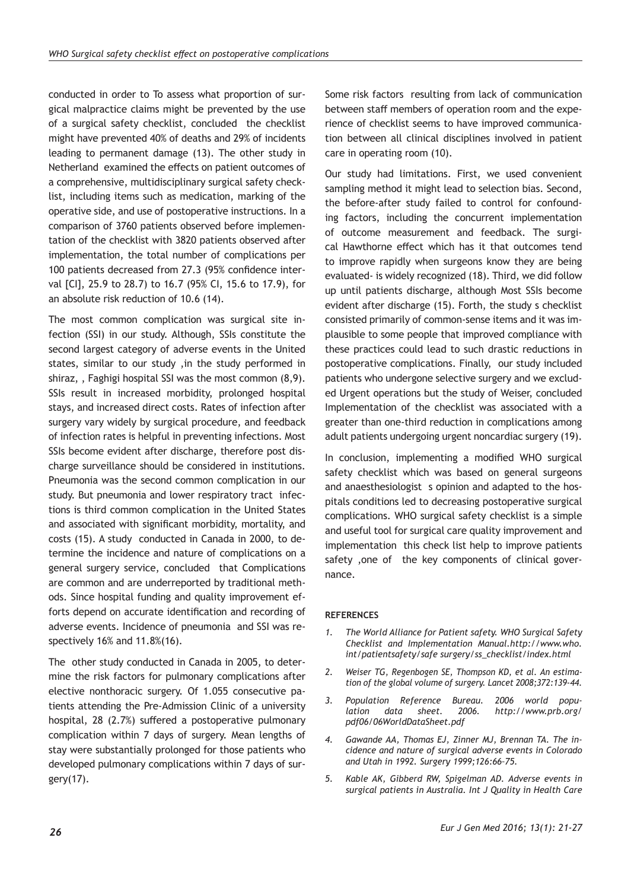conducted in order to To assess what proportion of surgical malpractice claims might be prevented by the use of a surgical safety checklist, concluded the checklist might have prevented 40% of deaths and 29% of incidents leading to permanent damage (13). The other study in Netherland examined the effects on patient outcomes of a comprehensive, multidisciplinary surgical safety checklist, including items such as medication, marking of the operative side, and use of postoperative instructions. In a comparison of 3760 patients observed before implementation of the checklist with 3820 patients observed after implementation, the total number of complications per 100 patients decreased from 27.3 (95% confidence interval [CI], 25.9 to 28.7) to 16.7 (95% CI, 15.6 to 17.9), for an absolute risk reduction of 10.6 (14).

The most common complication was surgical site infection (SSI) in our study. Although, SSIs constitute the second largest category of adverse events in the United states, similar to our study ,in the study performed in shiraz, , Faghigi hospital SSI was the most common (8,9). SSIs result in increased morbidity, prolonged hospital stays, and increased direct costs. Rates of infection after surgery vary widely by surgical procedure, and feedback of infection rates is helpful in preventing infections. Most SSIs become evident after discharge, therefore post discharge surveillance should be considered in institutions. Pneumonia was the second common complication in our study. But pneumonia and lower respiratory tract infections is third common complication in the United States and associated with significant morbidity, mortality, and costs (15). A study conducted in Canada in 2000, to determine the incidence and nature of complications on a general surgery service, concluded that Complications are common and are underreported by traditional methods. Since hospital funding and quality improvement efforts depend on accurate identification and recording of adverse events. Incidence of pneumonia and SSI was respectively 16% and 11.8%(16).

The other study conducted in Canada in 2005, to determine the risk factors for pulmonary complications after elective nonthoracic surgery. Of 1.055 consecutive patients attending the Pre-Admission Clinic of a university hospital, 28 (2.7%) suffered a postoperative pulmonary complication within 7 days of surgery. Mean lengths of stay were substantially prolonged for those patients who developed pulmonary complications within 7 days of surgery(17).

Some risk factors resulting from lack of communication between staff members of operation room and the experience of checklist seems to have improved communication between all clinical disciplines involved in patient care in operating room (10).

Our study had limitations. First, we used convenient sampling method it might lead to selection bias. Second, the before-after study failed to control for confounding factors, including the concurrent implementation of outcome measurement and feedback. The surgical Hawthorne effect which has it that outcomes tend to improve rapidly when surgeons know they are being evaluated- is widely recognized (18). Third, we did follow up until patients discharge, although Most SSIs become evident after discharge (15). Forth, the study s checklist consisted primarily of common-sense items and it was implausible to some people that improved compliance with these practices could lead to such drastic reductions in postoperative complications. Finally, our study included patients who undergone selective surgery and we excluded Urgent operations but the study of Weiser, concluded Implementation of the checklist was associated with a greater than one-third reduction in complications among adult patients undergoing urgent noncardiac surgery (19).

In conclusion, implementing a modified WHO surgical safety checklist which was based on general surgeons and anaesthesiologist s opinion and adapted to the hospitals conditions led to decreasing postoperative surgical complications. WHO surgical safety checklist is a simple and useful tool for surgical care quality improvement and implementation this check list help to improve patients safety ,one of the key components of clinical governance.

#### REFERENCES

1. *The World Alliance for Patient safety. WHO Surgical Safety Checklist and Implementation Manual.http://www.who.int/patientsafety/safe surgery/ss_checklist/index.html*
2. *Weiser TG, Regenbogen SE, Thompson KD, et al. An estimation of the global volume of surgery. Lancet 2008;372:139-44.*
3. *Population Reference Bureau. 2006 world population data sheet. 2006. http://www.prb.org/pdf06/06WorldDataSheet.pdf*
4. *Gawande AA, Thomas EJ, Zinner MJ, Brennan TA. The incidence and nature of surgical adverse events in Colorado and Utah in 1992. Surgery 1999;126:66-75.*
5. *Kable AK, Gibberd RW, Spigelman AD. Adverse events in surgical patients in Australia. Int J Quality in Health Care*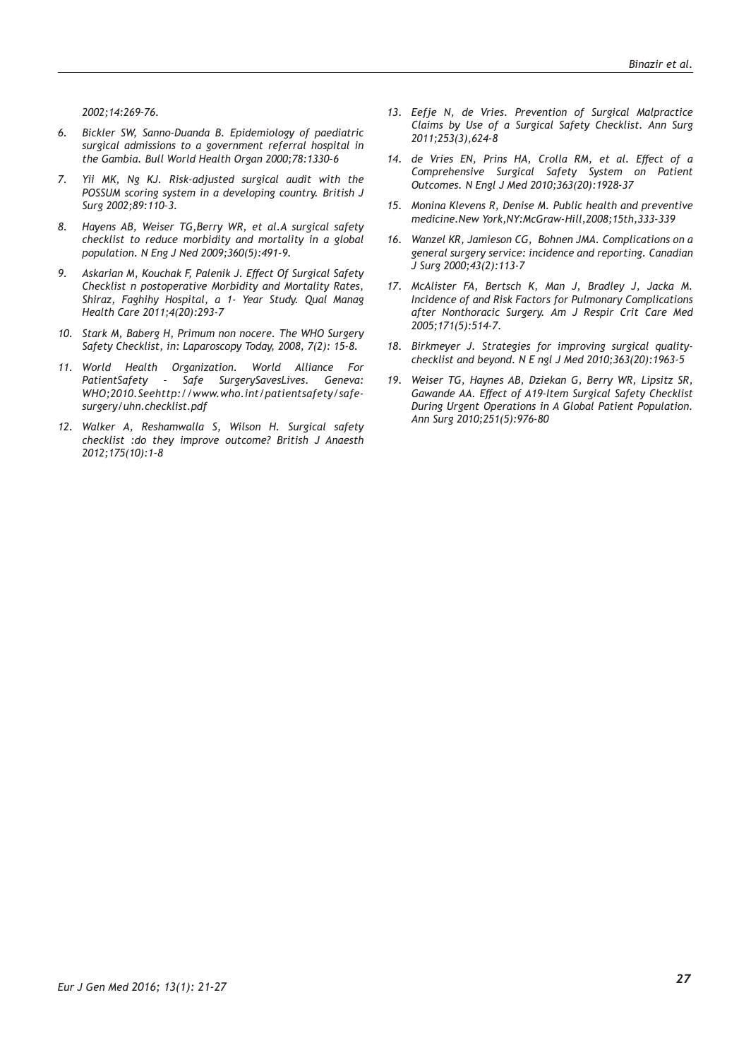*2002;14:269-76.*

6. *Bickler SW, Sanno-Duanda B. Epidemiology of paediatric surgical admissions to a government referral hospital in the Gambia. Bull World Health Organ 2000;78:1330–6*
7. *Yii MK, Ng KJ. Risk-adjusted surgical audit with the POSSUM scoring system in a developing country. British J Surg 2002;89:110-3.*
8. *Hayens AB, Weiser TG,Berry WR, et al.A surgical safety checklist to reduce morbidity and mortality in a global population. N Eng J Ned 2009;360(5):491-9.*
9. *Askarian M, Kouchak F, Palenik J. Effect Of Surgical Safety Checklist n postoperative Morbidity and Mortality Rates, Shiraz, Faghihy Hospital, a 1- Year Study. Qual Manag Health Care 2011;4(20):293-7*
10. *Stark M, Baberg H, Primum non nocere. The WHO Surgery Safety Checklist, in: Laparoscopy Today, 2008, 7(2): 15-8.*
11. *World Health Organization. World Alliance For PatientSafety – Safe SurgerySavesLives. Geneva: WHO;2010.Seehttp://www.who.int/patientsafety/safe-surgery/uhn.checklist.pdf*
12. *Walker A, Reshamwalla S, Wilson H. Surgical safety checklist :do they improve outcome? British J Anaesth 2012;175(10):1-8*
13. *Eefje N, de Vries. Prevention of Surgical Malpractice Claims by Use of a Surgical Safety Checklist. Ann Surg 2011;253(3),624-8*
14. *de Vries EN, Prins HA, Crolla RM, et al. Effect of a Comprehensive Surgical Safety System on Patient Outcomes. N Engl J Med 2010;363(20):1928-37*
15. *Monina Klevens R, Denise M. Public health and preventive medicine.New York,NY:McGraw-Hill,2008;15th,333-339*
16. *Wanzel KR, Jamieson CG, Bohnen JMA. Complications on a general surgery service: incidence and reporting. Canadian J Surg 2000;43(2):113-7*
17. *McAlister FA, Bertsch K, Man J, Bradley J, Jacka M. Incidence of and Risk Factors for Pulmonary Complications after Nonthoracic Surgery. Am J Respir Crit Care Med 2005;171(5):514-7.*
18. *Birkmeyer J. Strategies for improving surgical quality-checklist and beyond. N E ngl J Med 2010;363(20):1963-5*
19. *Weiser TG, Haynes AB, Dziekan G, Berry WR, Lipsitz SR, Gawande AA. Effect of A19-Item Surgical Safety Checklist During Urgent Operations in A Global Patient Population. Ann Surg 2010;251(5):976-80*